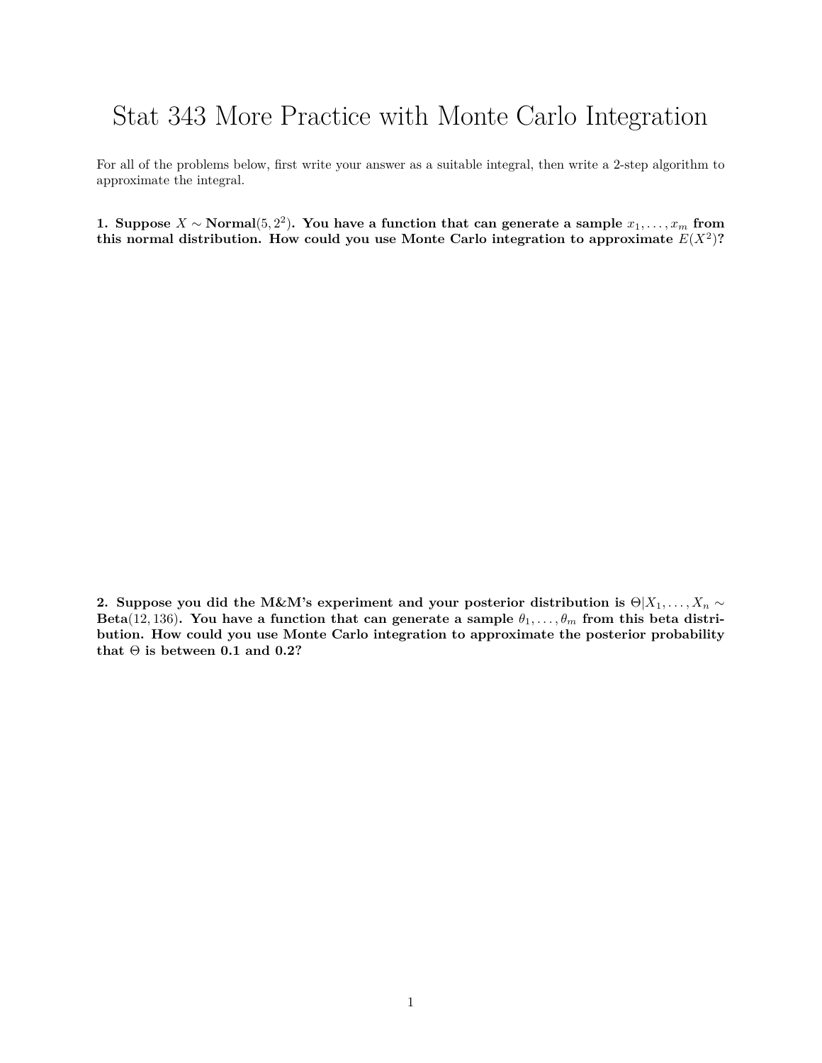# Stat 343 More Practice with Monte Carlo Integration

For all of the problems below, first write your answer as a suitable integral, then write a 2-step algorithm to approximate the integral.

**1. Suppose $X \sim$ Normal$(5, 2^2)$. You have a function that can generate a sample $x_1, \ldots, x_m$ from this normal distribution. How could you use Monte Carlo integration to approximate $E(X^2)$?**

**2. Suppose you did the M&M's experiment and your posterior distribution is $\Theta | X_1, \ldots, X_n \sim$ Beta$(12, 136)$. You have a function that can generate a sample $\theta_1, \ldots, \theta_m$ from this beta distribution. How could you use Monte Carlo integration to approximate the posterior probability that $\Theta$ is between 0.1 and 0.2?**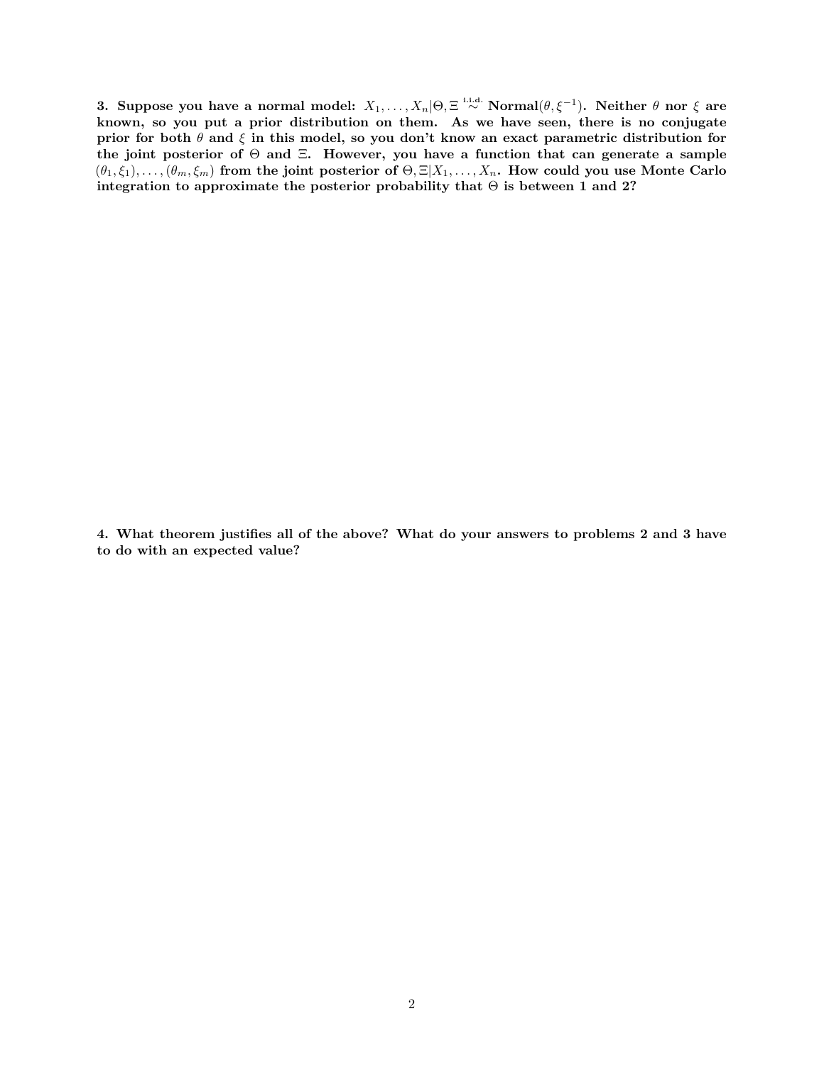**3. Suppose you have a normal model: $X_1, \dots, X_n | \Theta, \Xi \overset{\text{i.i.d.}}{\sim}$ Normal$(\theta, \xi^{-1})$. Neither $\theta$ nor $\xi$ are known, so you put a prior distribution on them. As we have seen, there is no conjugate prior for both $\theta$ and $\xi$ in this model, so you don't know an exact parametric distribution for the joint posterior of $\Theta$ and $\Xi$. However, you have a function that can generate a sample $(\theta_1, \xi_1), \dots, (\theta_m, \xi_m)$ from the joint posterior of $\Theta, \Xi | X_1, \dots, X_n$. How could you use Monte Carlo integration to approximate the posterior probability that $\Theta$ is between 1 and 2?**

**4. What theorem justifies all of the above? What do your answers to problems 2 and 3 have to do with an expected value?**